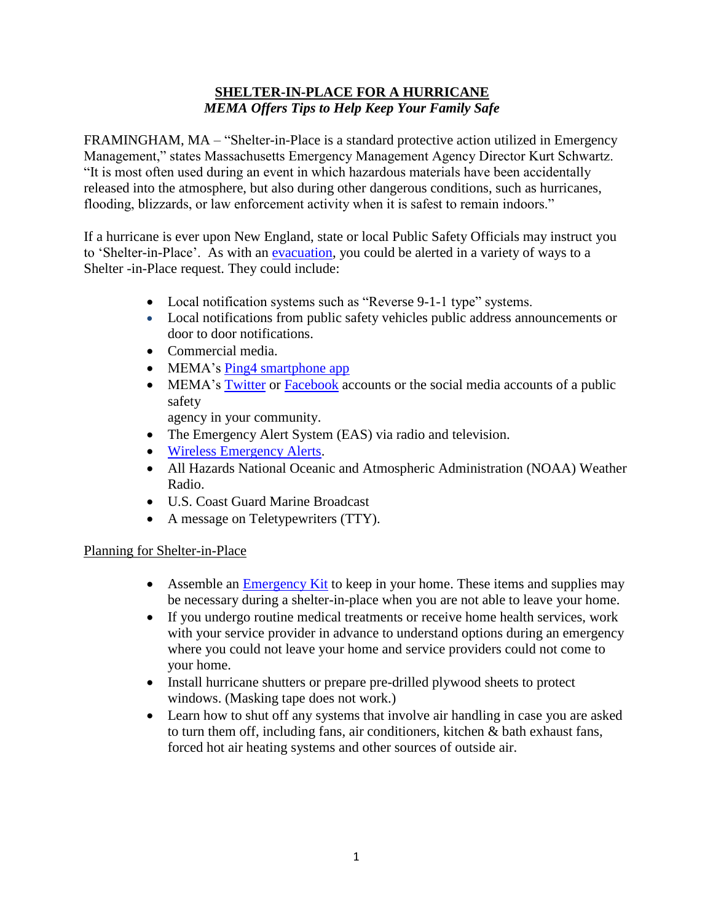# SHELTER-IN-PLACE FOR A HURRICANE

***MEMA Offers Tips to Help Keep Your Family Safe***

FRAMINGHAM, MA – "Shelter-in-Place is a standard protective action utilized in Emergency Management," states Massachusetts Emergency Management Agency Director Kurt Schwartz. "It is most often used during an event in which hazardous materials have been accidentally released into the atmosphere, but also during other dangerous conditions, such as hurricanes, flooding, blizzards, or law enforcement activity when it is safest to remain indoors."

If a hurricane is ever upon New England, state or local Public Safety Officials may instruct you to 'Shelter-in-Place'. As with an evacuation, you could be alerted in a variety of ways to a Shelter -in-Place request. They could include:

- Local notification systems such as "Reverse 9-1-1 type" systems.
- Local notifications from public safety vehicles public address announcements or door to door notifications.
- Commercial media.
- MEMA's Ping4 smartphone app
- MEMA's Twitter or Facebook accounts or the social media accounts of a public safety agency in your community.
- The Emergency Alert System (EAS) via radio and television.
- Wireless Emergency Alerts.
- All Hazards National Oceanic and Atmospheric Administration (NOAA) Weather Radio.
- U.S. Coast Guard Marine Broadcast
- A message on Teletypewriters (TTY).

## Planning for Shelter-in-Place

- Assemble an Emergency Kit to keep in your home. These items and supplies may be necessary during a shelter-in-place when you are not able to leave your home.
- If you undergo routine medical treatments or receive home health services, work with your service provider in advance to understand options during an emergency where you could not leave your home and service providers could not come to your home.
- Install hurricane shutters or prepare pre-drilled plywood sheets to protect windows. (Masking tape does not work.)
- Learn how to shut off any systems that involve air handling in case you are asked to turn them off, including fans, air conditioners, kitchen & bath exhaust fans, forced hot air heating systems and other sources of outside air.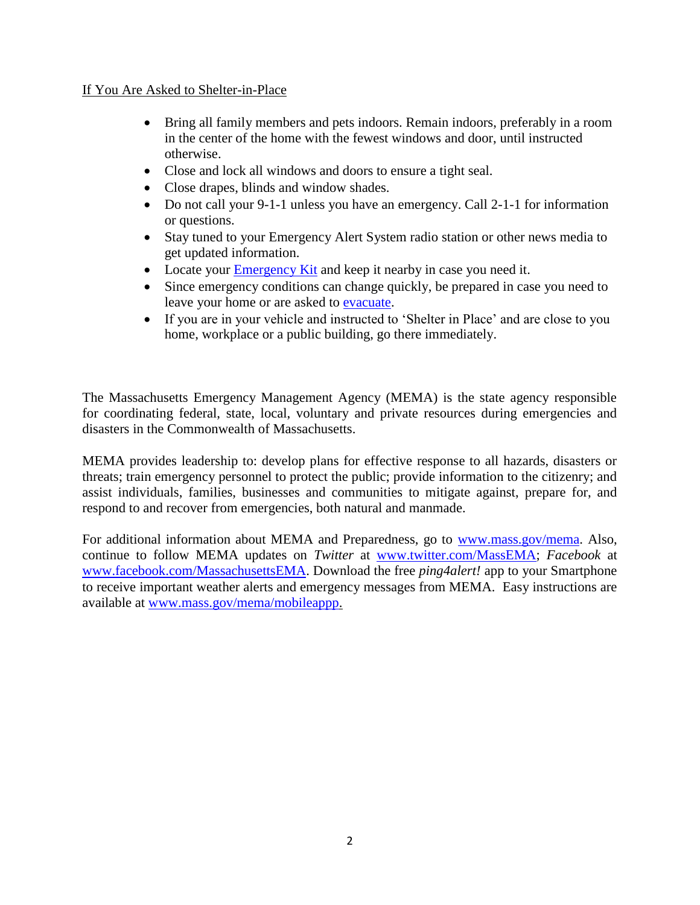If You Are Asked to Shelter-in-Place

- Bring all family members and pets indoors. Remain indoors, preferably in a room in the center of the home with the fewest windows and door, until instructed otherwise.
- Close and lock all windows and doors to ensure a tight seal.
- Close drapes, blinds and window shades.
- Do not call your 9-1-1 unless you have an emergency. Call 2-1-1 for information or questions.
- Stay tuned to your Emergency Alert System radio station or other news media to get updated information.
- Locate your Emergency Kit and keep it nearby in case you need it.
- Since emergency conditions can change quickly, be prepared in case you need to leave your home or are asked to evacuate.
- If you are in your vehicle and instructed to 'Shelter in Place' and are close to you home, workplace or a public building, go there immediately.

The Massachusetts Emergency Management Agency (MEMA) is the state agency responsible for coordinating federal, state, local, voluntary and private resources during emergencies and disasters in the Commonwealth of Massachusetts.

MEMA provides leadership to: develop plans for effective response to all hazards, disasters or threats; train emergency personnel to protect the public; provide information to the citizenry; and assist individuals, families, businesses and communities to mitigate against, prepare for, and respond to and recover from emergencies, both natural and manmade.

For additional information about MEMA and Preparedness, go to www.mass.gov/mema. Also, continue to follow MEMA updates on *Twitter* at www.twitter.com/MassEMA; *Facebook* at www.facebook.com/MassachusettsEMA. Download the free *ping4alert!* app to your Smartphone to receive important weather alerts and emergency messages from MEMA. Easy instructions are available at www.mass.gov/mema/mobileappp.